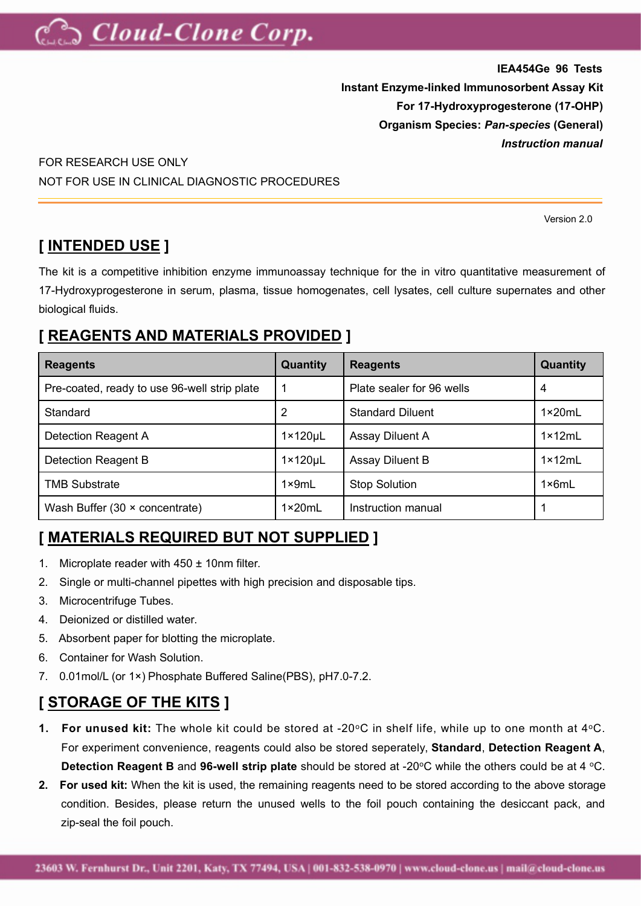**IEA454Ge 96 Tests**

**Instant Enzyme-linked Immunosorbent Assay Kit**

**For 17-Hydroxyprogesterone (17-OHP)**

**Organism Species: *Pan-species* (General)**

***Instruction manual***

FOR RESEARCH USE ONLY

NOT FOR USE IN CLINICAL DIAGNOSTIC PROCEDURES

Version 2.0

## [ INTENDED USE ]

The kit is a competitive inhibition enzyme immunoassay technique for the in vitro quantitative measurement of 17-Hydroxyprogesterone in serum, plasma, tissue homogenates, cell lysates, cell culture supernates and other biological fluids.

## [ REAGENTS AND MATERIALS PROVIDED ]

| Reagents | Quantity | Reagents | Quantity |
|---|---|---|---|
| Pre-coated, ready to use 96-well strip plate | 1 | Plate sealer for 96 wells | 4 |
| Standard | 2 | Standard Diluent | 1×20mL |
| Detection Reagent A | 1×120µL | Assay Diluent A | 1×12mL |
| Detection Reagent B | 1×120µL | Assay Diluent B | 1×12mL |
| TMB Substrate | 1×9mL | Stop Solution | 1×6mL |
| Wash Buffer (30 × concentrate) | 1×20mL | Instruction manual | 1 |

## [ MATERIALS REQUIRED BUT NOT SUPPLIED ]

1. Microplate reader with 450 ± 10nm filter.
2. Single or multi-channel pipettes with high precision and disposable tips.
3. Microcentrifuge Tubes.
4. Deionized or distilled water.
5. Absorbent paper for blotting the microplate.
6. Container for Wash Solution.
7. 0.01mol/L (or 1×) Phosphate Buffered Saline(PBS), pH7.0-7.2.

## [ STORAGE OF THE KITS ]

1. **For unused kit:** The whole kit could be stored at -20°C in shelf life, while up to one month at 4°C. For experiment convenience, reagents could also be stored seperately, **Standard**, **Detection Reagent A**, **Detection Reagent B** and **96-well strip plate** should be stored at -20°C while the others could be at 4 °C.
2. **For used kit:** When the kit is used, the remaining reagents need to be stored according to the above storage condition. Besides, please return the unused wells to the foil pouch containing the desiccant pack, and zip-seal the foil pouch.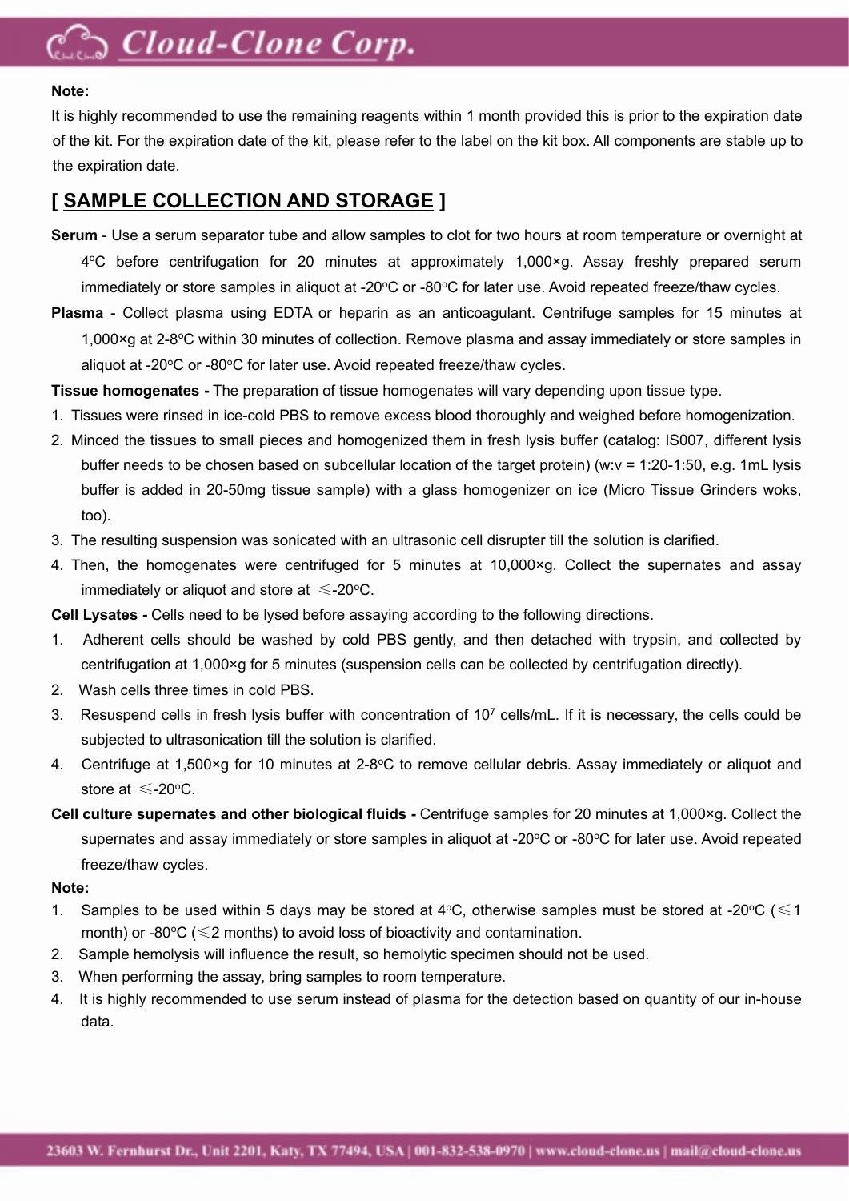**Note:**

It is highly recommended to use the remaining reagents within 1 month provided this is prior to the expiration date of the kit. For the expiration date of the kit, please refer to the label on the kit box. All components are stable up to the expiration date.

## [ SAMPLE COLLECTION AND STORAGE ]

**Serum** - Use a serum separator tube and allow samples to clot for two hours at room temperature or overnight at 4°C before centrifugation for 20 minutes at approximately 1,000×g. Assay freshly prepared serum immediately or store samples in aliquot at -20°C or -80°C for later use. Avoid repeated freeze/thaw cycles.

**Plasma** - Collect plasma using EDTA or heparin as an anticoagulant. Centrifuge samples for 15 minutes at 1,000×g at 2-8°C within 30 minutes of collection. Remove plasma and assay immediately or store samples in aliquot at -20°C or -80°C for later use. Avoid repeated freeze/thaw cycles.

**Tissue homogenates -** The preparation of tissue homogenates will vary depending upon tissue type.

1. Tissues were rinsed in ice-cold PBS to remove excess blood thoroughly and weighed before homogenization.
2. Minced the tissues to small pieces and homogenized them in fresh lysis buffer (catalog: IS007, different lysis buffer needs to be chosen based on subcellular location of the target protein) (w:v = 1:20-1:50, e.g. 1mL lysis buffer is added in 20-50mg tissue sample) with a glass homogenizer on ice (Micro Tissue Grinders woks, too).
3. The resulting suspension was sonicated with an ultrasonic cell disrupter till the solution is clarified.
4. Then, the homogenates were centrifuged for 5 minutes at 10,000×g. Collect the supernates and assay immediately or aliquot and store at ≤-20°C.

**Cell Lysates -** Cells need to be lysed before assaying according to the following directions.

1. Adherent cells should be washed by cold PBS gently, and then detached with trypsin, and collected by centrifugation at 1,000×g for 5 minutes (suspension cells can be collected by centrifugation directly).
2. Wash cells three times in cold PBS.
3. Resuspend cells in fresh lysis buffer with concentration of $10^7$ cells/mL. If it is necessary, the cells could be subjected to ultrasonication till the solution is clarified.
4. Centrifuge at 1,500×g for 10 minutes at 2-8°C to remove cellular debris. Assay immediately or aliquot and store at ≤-20°C.

**Cell culture supernates and other biological fluids -** Centrifuge samples for 20 minutes at 1,000×g. Collect the supernates and assay immediately or store samples in aliquot at -20°C or -80°C for later use. Avoid repeated freeze/thaw cycles.

**Note:**

1. Samples to be used within 5 days may be stored at 4°C, otherwise samples must be stored at -20°C (≤1 month) or -80°C (≤2 months) to avoid loss of bioactivity and contamination.
2. Sample hemolysis will influence the result, so hemolytic specimen should not be used.
3. When performing the assay, bring samples to room temperature.
4. It is highly recommended to use serum instead of plasma for the detection based on quantity of our in-house data.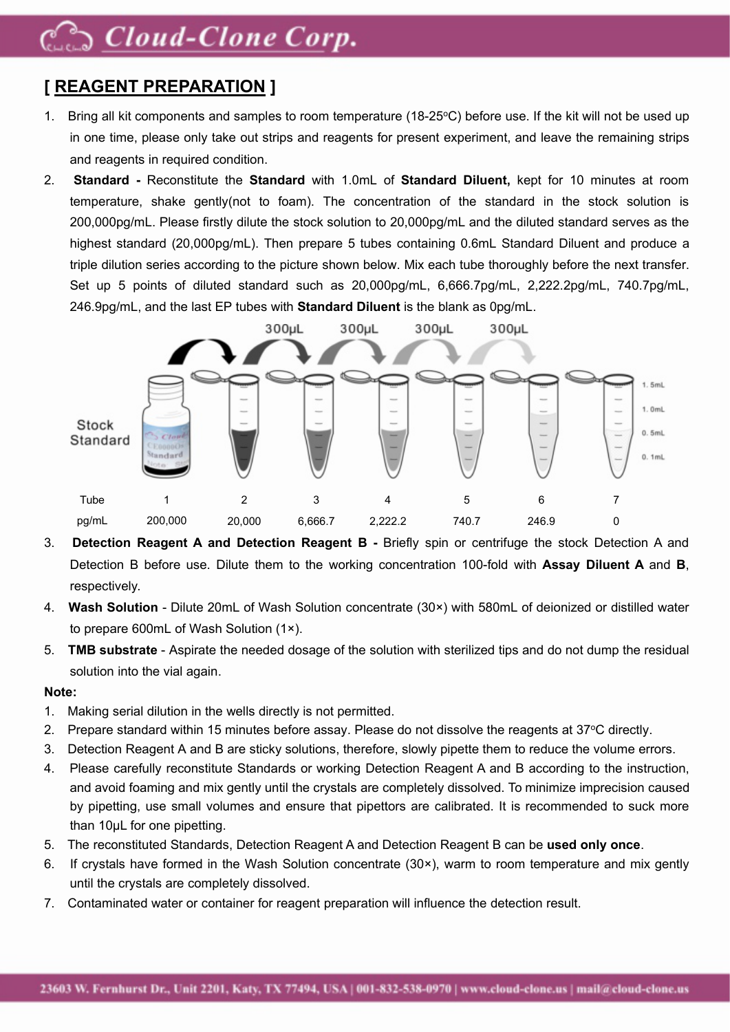# [ REAGENT PREPARATION ]

1. Bring all kit components and samples to room temperature (18-25°C) before use. If the kit will not be used up in one time, please only take out strips and reagents for present experiment, and leave the remaining strips and reagents in required condition.
2. **Standard -** Reconstitute the **Standard** with 1.0mL of **Standard Diluent,** kept for 10 minutes at room temperature, shake gently(not to foam). The concentration of the standard in the stock solution is 200,000pg/mL. Please firstly dilute the stock solution to 20,000pg/mL and the diluted standard serves as the highest standard (20,000pg/mL). Then prepare 5 tubes containing 0.6mL Standard Diluent and produce a triple dilution series according to the picture shown below. Mix each tube thoroughly before the next transfer. Set up 5 points of diluted standard such as 20,000pg/mL, 6,666.7pg/mL, 2,222.2pg/mL, 740.7pg/mL, 246.9pg/mL, and the last EP tubes with **Standard Diluent** is the blank as 0pg/mL.

| Tube | 1 | 2 | 3 | 4 | 5 | 6 | 7 |
|---|---|---|---|---|---|---|---|
| pg/mL | 200,000 | 20,000 | 6,666.7 | 2,222.2 | 740.7 | 246.9 | 0 |

3. **Detection Reagent A and Detection Reagent B -** Briefly spin or centrifuge the stock Detection A and Detection B before use. Dilute them to the working concentration 100-fold with **Assay Diluent A** and **B**, respectively.
4. **Wash Solution** - Dilute 20mL of Wash Solution concentrate (30×) with 580mL of deionized or distilled water to prepare 600mL of Wash Solution (1×).
5. **TMB substrate** - Aspirate the needed dosage of the solution with sterilized tips and do not dump the residual solution into the vial again.

**Note:**

1. Making serial dilution in the wells directly is not permitted.
2. Prepare standard within 15 minutes before assay. Please do not dissolve the reagents at 37°C directly.
3. Detection Reagent A and B are sticky solutions, therefore, slowly pipette them to reduce the volume errors.
4. Please carefully reconstitute Standards or working Detection Reagent A and B according to the instruction, and avoid foaming and mix gently until the crystals are completely dissolved. To minimize imprecision caused by pipetting, use small volumes and ensure that pipettors are calibrated. It is recommended to suck more than 10μL for one pipetting.
5. The reconstituted Standards, Detection Reagent A and Detection Reagent B can be **used only once**.
6. If crystals have formed in the Wash Solution concentrate (30×), warm to room temperature and mix gently until the crystals are completely dissolved.
7. Contaminated water or container for reagent preparation will influence the detection result.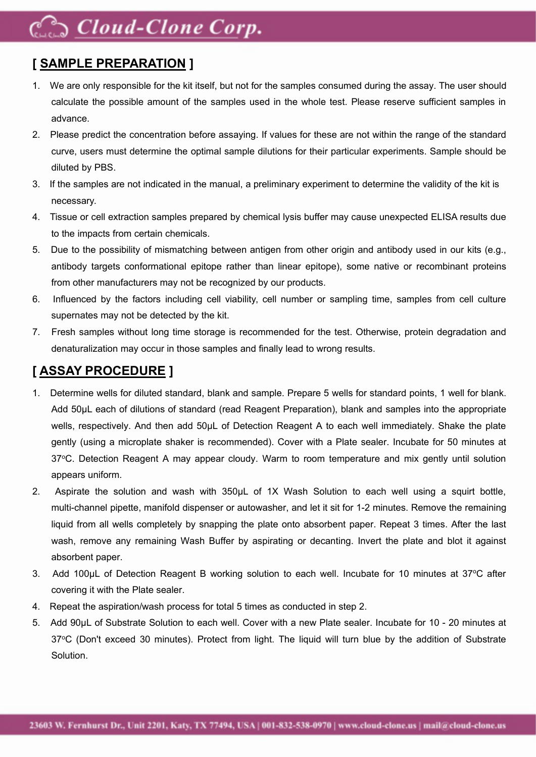## [ SAMPLE PREPARATION ]

1. We are only responsible for the kit itself, but not for the samples consumed during the assay. The user should calculate the possible amount of the samples used in the whole test. Please reserve sufficient samples in advance.
2. Please predict the concentration before assaying. If values for these are not within the range of the standard curve, users must determine the optimal sample dilutions for their particular experiments. Sample should be diluted by PBS.
3. If the samples are not indicated in the manual, a preliminary experiment to determine the validity of the kit is necessary.
4. Tissue or cell extraction samples prepared by chemical lysis buffer may cause unexpected ELISA results due to the impacts from certain chemicals.
5. Due to the possibility of mismatching between antigen from other origin and antibody used in our kits (e.g., antibody targets conformational epitope rather than linear epitope), some native or recombinant proteins from other manufacturers may not be recognized by our products.
6. Influenced by the factors including cell viability, cell number or sampling time, samples from cell culture supernates may not be detected by the kit.
7. Fresh samples without long time storage is recommended for the test. Otherwise, protein degradation and denaturalization may occur in those samples and finally lead to wrong results.

## [ ASSAY PROCEDURE ]

1. Determine wells for diluted standard, blank and sample. Prepare 5 wells for standard points, 1 well for blank. Add 50μL each of dilutions of standard (read Reagent Preparation), blank and samples into the appropriate wells, respectively. And then add 50μL of Detection Reagent A to each well immediately. Shake the plate gently (using a microplate shaker is recommended). Cover with a Plate sealer. Incubate for 50 minutes at 37°C. Detection Reagent A may appear cloudy. Warm to room temperature and mix gently until solution appears uniform.
2. Aspirate the solution and wash with 350μL of 1X Wash Solution to each well using a squirt bottle, multi-channel pipette, manifold dispenser or autowasher, and let it sit for 1-2 minutes. Remove the remaining liquid from all wells completely by snapping the plate onto absorbent paper. Repeat 3 times. After the last wash, remove any remaining Wash Buffer by aspirating or decanting. Invert the plate and blot it against absorbent paper.
3. Add 100μL of Detection Reagent B working solution to each well. Incubate for 10 minutes at 37°C after covering it with the Plate sealer.
4. Repeat the aspiration/wash process for total 5 times as conducted in step 2.
5. Add 90μL of Substrate Solution to each well. Cover with a new Plate sealer. Incubate for 10 - 20 minutes at 37°C (Don't exceed 30 minutes). Protect from light. The liquid will turn blue by the addition of Substrate Solution.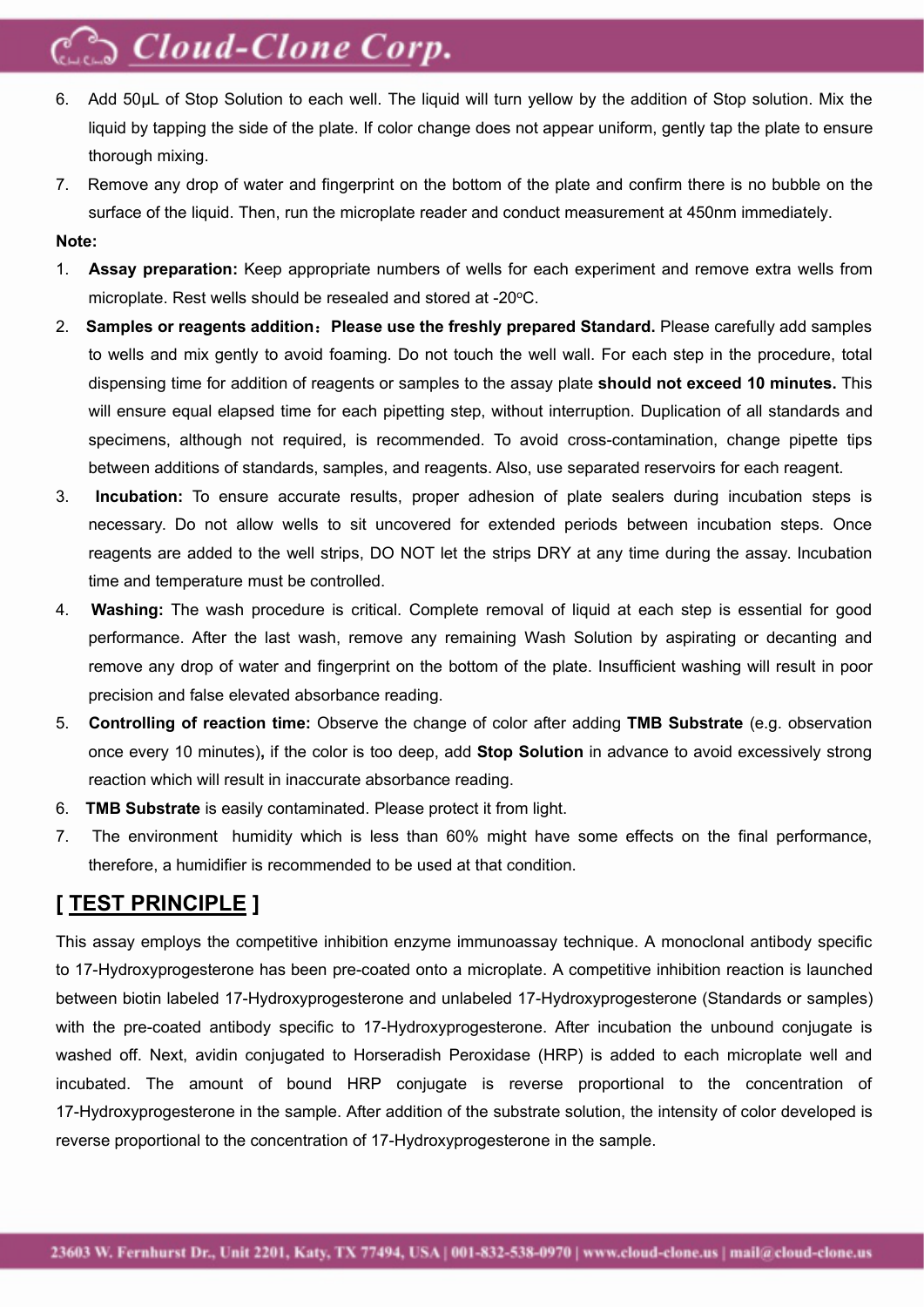6. Add 50μL of Stop Solution to each well. The liquid will turn yellow by the addition of Stop solution. Mix the liquid by tapping the side of the plate. If color change does not appear uniform, gently tap the plate to ensure thorough mixing.
7. Remove any drop of water and fingerprint on the bottom of the plate and confirm there is no bubble on the surface of the liquid. Then, run the microplate reader and conduct measurement at 450nm immediately.

**Note:**

1. **Assay preparation:** Keep appropriate numbers of wells for each experiment and remove extra wells from microplate. Rest wells should be resealed and stored at -20°C.
2. **Samples or reagents addition：Please use the freshly prepared Standard.** Please carefully add samples to wells and mix gently to avoid foaming. Do not touch the well wall. For each step in the procedure, total dispensing time for addition of reagents or samples to the assay plate **should not exceed 10 minutes.** This will ensure equal elapsed time for each pipetting step, without interruption. Duplication of all standards and specimens, although not required, is recommended. To avoid cross-contamination, change pipette tips between additions of standards, samples, and reagents. Also, use separated reservoirs for each reagent.
3. **Incubation:** To ensure accurate results, proper adhesion of plate sealers during incubation steps is necessary. Do not allow wells to sit uncovered for extended periods between incubation steps. Once reagents are added to the well strips, DO NOT let the strips DRY at any time during the assay. Incubation time and temperature must be controlled.
4. **Washing:** The wash procedure is critical. Complete removal of liquid at each step is essential for good performance. After the last wash, remove any remaining Wash Solution by aspirating or decanting and remove any drop of water and fingerprint on the bottom of the plate. Insufficient washing will result in poor precision and false elevated absorbance reading.
5. **Controlling of reaction time:** Observe the change of color after adding **TMB Substrate** (e.g. observation once every 10 minutes)**,** if the color is too deep, add **Stop Solution** in advance to avoid excessively strong reaction which will result in inaccurate absorbance reading.
6. **TMB Substrate** is easily contaminated. Please protect it from light.
7. The environment humidity which is less than 60% might have some effects on the final performance, therefore, a humidifier is recommended to be used at that condition.

## [ TEST PRINCIPLE ]

This assay employs the competitive inhibition enzyme immunoassay technique. A monoclonal antibody specific to 17-Hydroxyprogesterone has been pre-coated onto a microplate. A competitive inhibition reaction is launched between biotin labeled 17-Hydroxyprogesterone and unlabeled 17-Hydroxyprogesterone (Standards or samples) with the pre-coated antibody specific to 17-Hydroxyprogesterone. After incubation the unbound conjugate is washed off. Next, avidin conjugated to Horseradish Peroxidase (HRP) is added to each microplate well and incubated. The amount of bound HRP conjugate is reverse proportional to the concentration of 17-Hydroxyprogesterone in the sample. After addition of the substrate solution, the intensity of color developed is reverse proportional to the concentration of 17-Hydroxyprogesterone in the sample.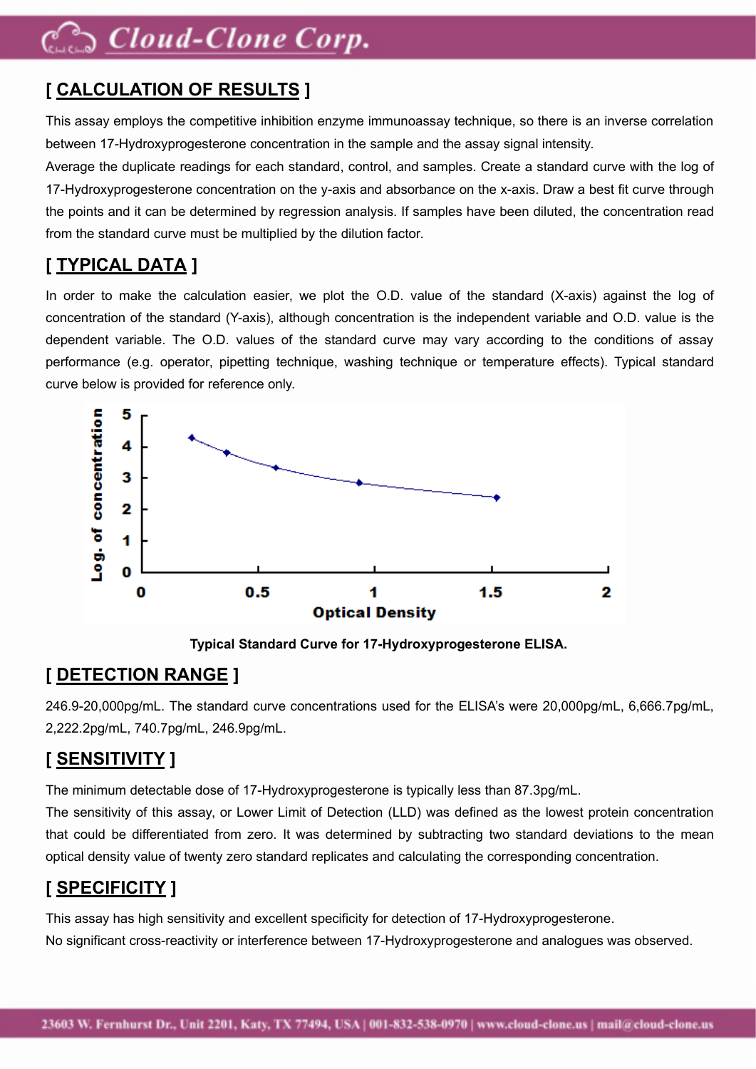## [ CALCULATION OF RESULTS ]

This assay employs the competitive inhibition enzyme immunoassay technique, so there is an inverse correlation between 17-Hydroxyprogesterone concentration in the sample and the assay signal intensity.

Average the duplicate readings for each standard, control, and samples. Create a standard curve with the log of 17-Hydroxyprogesterone concentration on the y-axis and absorbance on the x-axis. Draw a best fit curve through the points and it can be determined by regression analysis. If samples have been diluted, the concentration read from the standard curve must be multiplied by the dilution factor.

## [ TYPICAL DATA ]

In order to make the calculation easier, we plot the O.D. value of the standard (X-axis) against the log of concentration of the standard (Y-axis), although concentration is the independent variable and O.D. value is the dependent variable. The O.D. values of the standard curve may vary according to the conditions of assay performance (e.g. operator, pipetting technique, washing technique or temperature effects). Typical standard curve below is provided for reference only.

**Typical Standard Curve for 17-Hydroxyprogesterone ELISA.**

## [ DETECTION RANGE ]

246.9-20,000pg/mL. The standard curve concentrations used for the ELISA's were 20,000pg/mL, 6,666.7pg/mL, 2,222.2pg/mL, 740.7pg/mL, 246.9pg/mL.

## [ SENSITIVITY ]

The minimum detectable dose of 17-Hydroxyprogesterone is typically less than 87.3pg/mL.

The sensitivity of this assay, or Lower Limit of Detection (LLD) was defined as the lowest protein concentration that could be differentiated from zero. It was determined by subtracting two standard deviations to the mean optical density value of twenty zero standard replicates and calculating the corresponding concentration.

## [ SPECIFICITY ]

This assay has high sensitivity and excellent specificity for detection of 17-Hydroxyprogesterone.

No significant cross-reactivity or interference between 17-Hydroxyprogesterone and analogues was observed.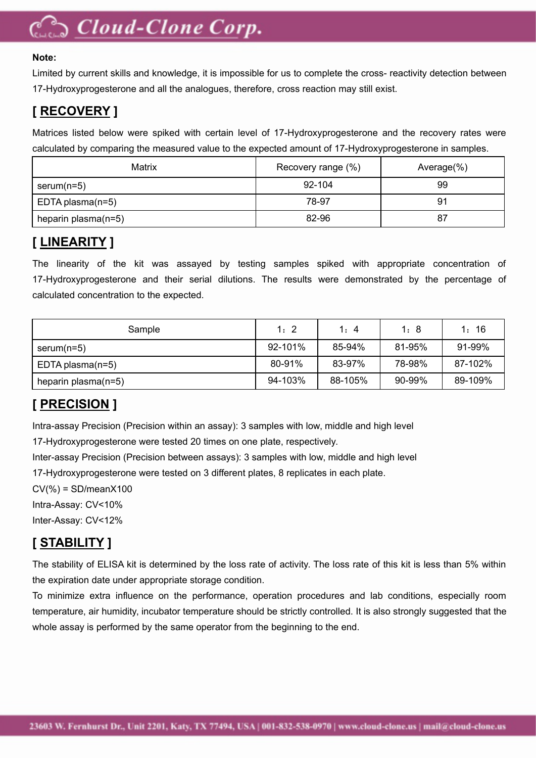**Note:**

Limited by current skills and knowledge, it is impossible for us to complete the cross- reactivity detection between 17-Hydroxyprogesterone and all the analogues, therefore, cross reaction may still exist.

## [ RECOVERY ]

Matrices listed below were spiked with certain level of 17-Hydroxyprogesterone and the recovery rates were calculated by comparing the measured value to the expected amount of 17-Hydroxyprogesterone in samples.

| Matrix | Recovery range (%) | Average(%) |
|---|---|---|
| serum(n=5) | 92-104 | 99 |
| EDTA plasma(n=5) | 78-97 | 91 |
| heparin plasma(n=5) | 82-96 | 87 |

## [ LINEARITY ]

The linearity of the kit was assayed by testing samples spiked with appropriate concentration of 17-Hydroxyprogesterone and their serial dilutions. The results were demonstrated by the percentage of calculated concentration to the expected.

| Sample | 1：2 | 1：4 | 1：8 | 1：16 |
|---|---|---|---|---|
| serum(n=5) | 92-101% | 85-94% | 81-95% | 91-99% |
| EDTA plasma(n=5) | 80-91% | 83-97% | 78-98% | 87-102% |
| heparin plasma(n=5) | 94-103% | 88-105% | 90-99% | 89-109% |

## [ PRECISION ]

Intra-assay Precision (Precision within an assay): 3 samples with low, middle and high level 17-Hydroxyprogesterone were tested 20 times on one plate, respectively.

Inter-assay Precision (Precision between assays): 3 samples with low, middle and high level 17-Hydroxyprogesterone were tested on 3 different plates, 8 replicates in each plate.

CV(%) = SD/meanX100

Intra-Assay: CV<10%

Inter-Assay: CV<12%

## [ STABILITY ]

The stability of ELISA kit is determined by the loss rate of activity. The loss rate of this kit is less than 5% within the expiration date under appropriate storage condition.

To minimize extra influence on the performance, operation procedures and lab conditions, especially room temperature, air humidity, incubator temperature should be strictly controlled. It is also strongly suggested that the whole assay is performed by the same operator from the beginning to the end.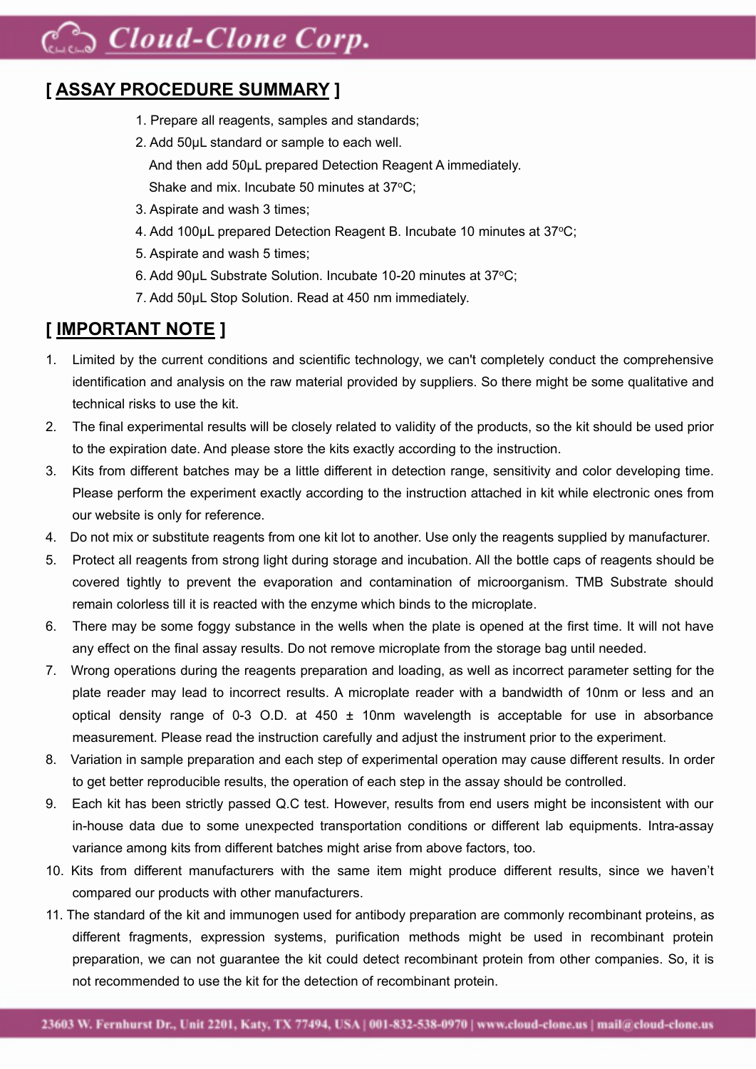## [ ASSAY PROCEDURE SUMMARY ]

1. Prepare all reagents, samples and standards;
2. Add 50μL standard or sample to each well.
   And then add 50μL prepared Detection Reagent A immediately.
   Shake and mix. Incubate 50 minutes at 37°C;
3. Aspirate and wash 3 times;
4. Add 100μL prepared Detection Reagent B. Incubate 10 minutes at 37°C;
5. Aspirate and wash 5 times;
6. Add 90μL Substrate Solution. Incubate 10-20 minutes at 37°C;
7. Add 50μL Stop Solution. Read at 450 nm immediately.

## [ IMPORTANT NOTE ]

1. Limited by the current conditions and scientific technology, we can't completely conduct the comprehensive identification and analysis on the raw material provided by suppliers. So there might be some qualitative and technical risks to use the kit.
2. The final experimental results will be closely related to validity of the products, so the kit should be used prior to the expiration date. And please store the kits exactly according to the instruction.
3. Kits from different batches may be a little different in detection range, sensitivity and color developing time. Please perform the experiment exactly according to the instruction attached in kit while electronic ones from our website is only for reference.
4. Do not mix or substitute reagents from one kit lot to another. Use only the reagents supplied by manufacturer.
5. Protect all reagents from strong light during storage and incubation. All the bottle caps of reagents should be covered tightly to prevent the evaporation and contamination of microorganism. TMB Substrate should remain colorless till it is reacted with the enzyme which binds to the microplate.
6. There may be some foggy substance in the wells when the plate is opened at the first time. It will not have any effect on the final assay results. Do not remove microplate from the storage bag until needed.
7. Wrong operations during the reagents preparation and loading, as well as incorrect parameter setting for the plate reader may lead to incorrect results. A microplate reader with a bandwidth of 10nm or less and an optical density range of 0-3 O.D. at 450 ± 10nm wavelength is acceptable for use in absorbance measurement. Please read the instruction carefully and adjust the instrument prior to the experiment.
8. Variation in sample preparation and each step of experimental operation may cause different results. In order to get better reproducible results, the operation of each step in the assay should be controlled.
9. Each kit has been strictly passed Q.C test. However, results from end users might be inconsistent with our in-house data due to some unexpected transportation conditions or different lab equipments. Intra-assay variance among kits from different batches might arise from above factors, too.
10. Kits from different manufacturers with the same item might produce different results, since we haven't compared our products with other manufacturers.
11. The standard of the kit and immunogen used for antibody preparation are commonly recombinant proteins, as different fragments, expression systems, purification methods might be used in recombinant protein preparation, we can not guarantee the kit could detect recombinant protein from other companies. So, it is not recommended to use the kit for the detection of recombinant protein.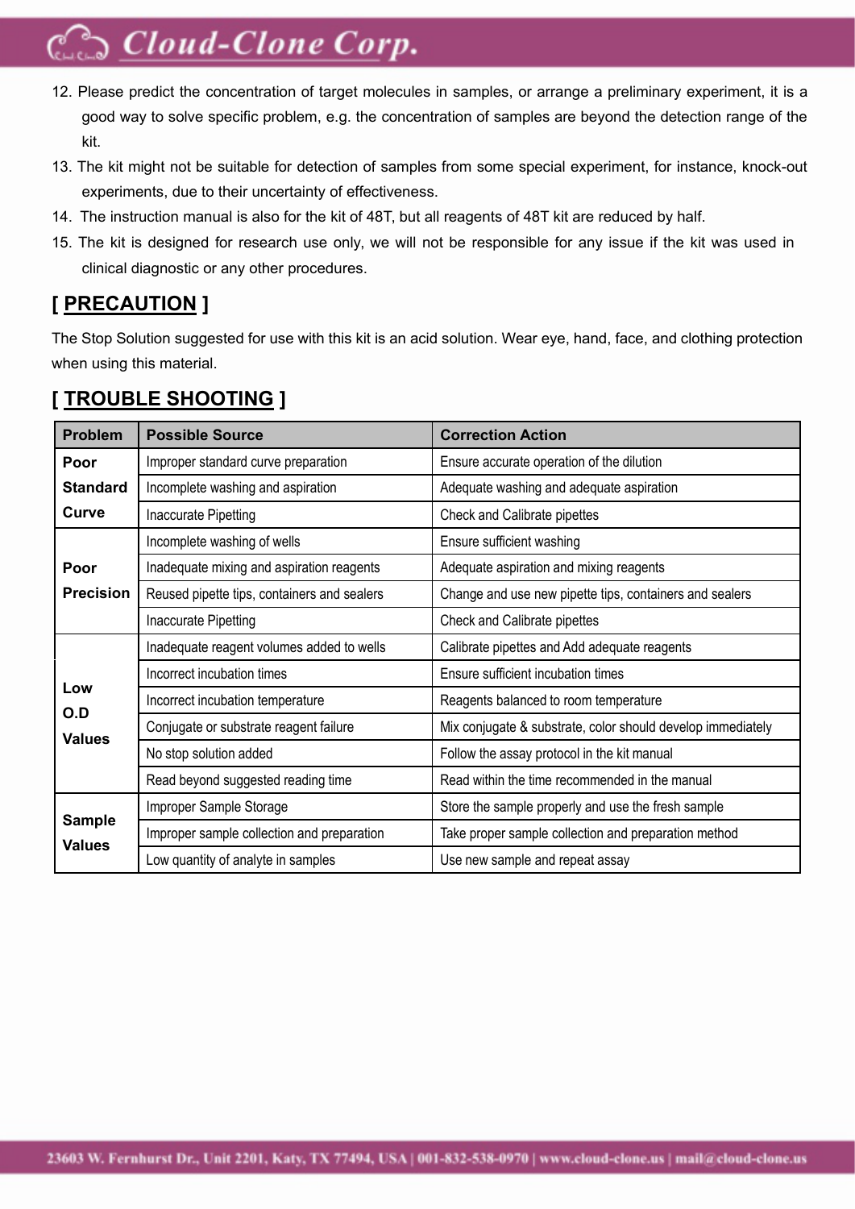12. Please predict the concentration of target molecules in samples, or arrange a preliminary experiment, it is a good way to solve specific problem, e.g. the concentration of samples are beyond the detection range of the kit.
13. The kit might not be suitable for detection of samples from some special experiment, for instance, knock-out experiments, due to their uncertainty of effectiveness.
14. The instruction manual is also for the kit of 48T, but all reagents of 48T kit are reduced by half.
15. The kit is designed for research use only, we will not be responsible for any issue if the kit was used in clinical diagnostic or any other procedures.

## [ PRECAUTION ]

The Stop Solution suggested for use with this kit is an acid solution. Wear eye, hand, face, and clothing protection when using this material.

## [ TROUBLE SHOOTING ]

| Problem | Possible Source | Correction Action |
|---|---|---|
| Poor Standard Curve | Improper standard curve preparation | Ensure accurate operation of the dilution |
| | Incomplete washing and aspiration | Adequate washing and adequate aspiration |
| | Inaccurate Pipetting | Check and Calibrate pipettes |
| Poor Precision | Incomplete washing of wells | Ensure sufficient washing |
| | Inadequate mixing and aspiration reagents | Adequate aspiration and mixing reagents |
| | Reused pipette tips, containers and sealers | Change and use new pipette tips, containers and sealers |
| | Inaccurate Pipetting | Check and Calibrate pipettes |
| Low O.D Values | Inadequate reagent volumes added to wells | Calibrate pipettes and Add adequate reagents |
| | Incorrect incubation times | Ensure sufficient incubation times |
| | Incorrect incubation temperature | Reagents balanced to room temperature |
| | Conjugate or substrate reagent failure | Mix conjugate & substrate, color should develop immediately |
| | No stop solution added | Follow the assay protocol in the kit manual |
| | Read beyond suggested reading time | Read within the time recommended in the manual |
| Sample Values | Improper Sample Storage | Store the sample properly and use the fresh sample |
| | Improper sample collection and preparation | Take proper sample collection and preparation method |
| | Low quantity of analyte in samples | Use new sample and repeat assay |